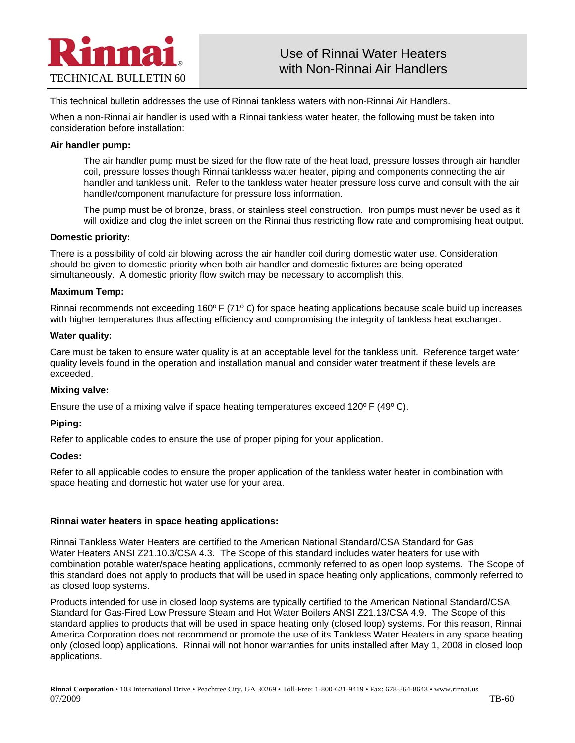Rinnai®

TECHNICAL BULLETIN 60

# Use of Rinnai Water Heaters with Non-Rinnai Air Handlers

This technical bulletin addresses the use of Rinnai tankless waters with non-Rinnai Air Handlers.

When a non-Rinnai air handler is used with a Rinnai tankless water heater, the following must be taken into consideration before installation:

**Air handler pump:**

The air handler pump must be sized for the flow rate of the heat load, pressure losses through air handler coil, pressure losses though Rinnai tanklesss water heater, piping and components connecting the air handler and tankless unit. Refer to the tankless water heater pressure loss curve and consult with the air handler/component manufacture for pressure loss information.

The pump must be of bronze, brass, or stainless steel construction. Iron pumps must never be used as it will oxidize and clog the inlet screen on the Rinnai thus restricting flow rate and compromising heat output.

**Domestic priority:**

There is a possibility of cold air blowing across the air handler coil during domestic water use. Consideration should be given to domestic priority when both air handler and domestic fixtures are being operated simultaneously. A domestic priority flow switch may be necessary to accomplish this.

**Maximum Temp:**

Rinnai recommends not exceeding 160º F (71º C) for space heating applications because scale build up increases with higher temperatures thus affecting efficiency and compromising the integrity of tankless heat exchanger.

**Water quality:**

Care must be taken to ensure water quality is at an acceptable level for the tankless unit. Reference target water quality levels found in the operation and installation manual and consider water treatment if these levels are exceeded.

**Mixing valve:**

Ensure the use of a mixing valve if space heating temperatures exceed 120º F (49º C).

**Piping:**

Refer to applicable codes to ensure the use of proper piping for your application.

**Codes:**

Refer to all applicable codes to ensure the proper application of the tankless water heater in combination with space heating and domestic hot water use for your area.

**Rinnai water heaters in space heating applications:**

Rinnai Tankless Water Heaters are certified to the American National Standard/CSA Standard for Gas Water Heaters ANSI Z21.10.3/CSA 4.3. The Scope of this standard includes water heaters for use with combination potable water/space heating applications, commonly referred to as open loop systems. The Scope of this standard does not apply to products that will be used in space heating only applications, commonly referred to as closed loop systems.

Products intended for use in closed loop systems are typically certified to the American National Standard/CSA Standard for Gas-Fired Low Pressure Steam and Hot Water Boilers ANSI Z21.13/CSA 4.9. The Scope of this standard applies to products that will be used in space heating only (closed loop) systems. For this reason, Rinnai America Corporation does not recommend or promote the use of its Tankless Water Heaters in any space heating only (closed loop) applications. Rinnai will not honor warranties for units installed after May 1, 2008 in closed loop applications.

**Rinnai Corporation** • 103 International Drive • Peachtree City, GA 30269 • Toll-Free: 1-800-621-9419 • Fax: 678-364-8643 • www.rinnai.us

07/2009 TB-60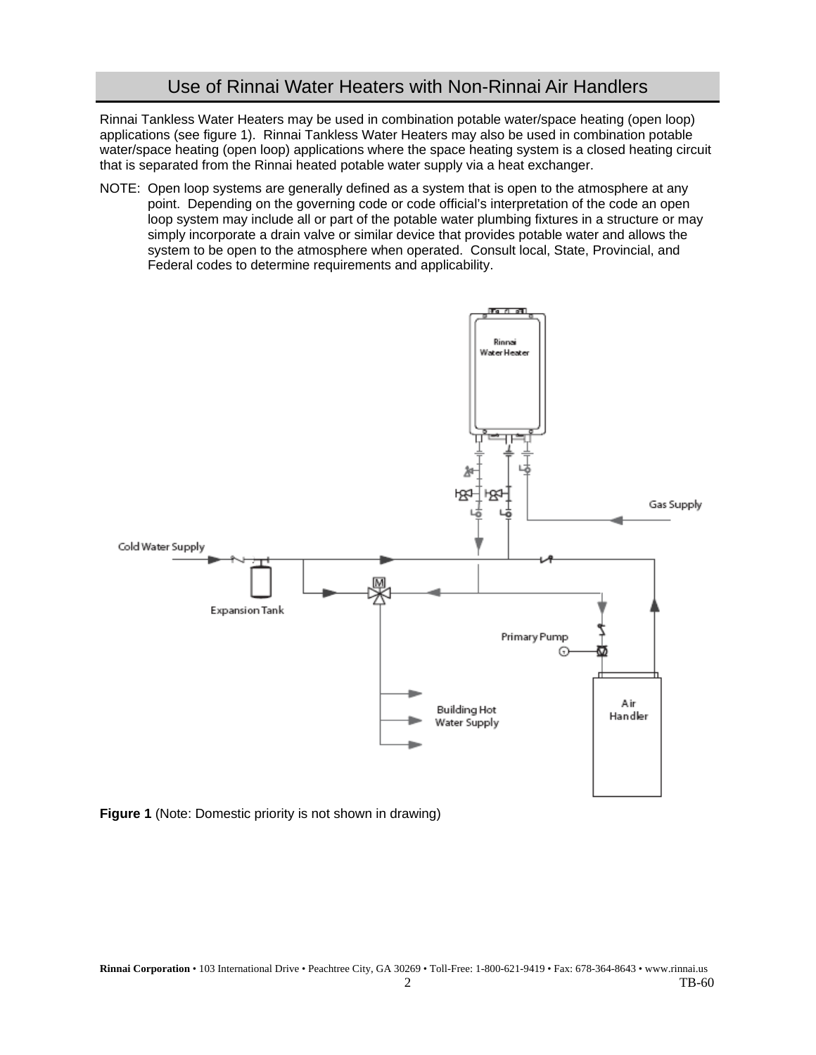## Use of Rinnai Water Heaters with Non-Rinnai Air Handlers

Rinnai Tankless Water Heaters may be used in combination potable water/space heating (open loop) applications (see figure 1). Rinnai Tankless Water Heaters may also be used in combination potable water/space heating (open loop) applications where the space heating system is a closed heating circuit that is separated from the Rinnai heated potable water supply via a heat exchanger.

NOTE: Open loop systems are generally defined as a system that is open to the atmosphere at any point. Depending on the governing code or code official's interpretation of the code an open loop system may include all or part of the potable water plumbing fixtures in a structure or may simply incorporate a drain valve or similar device that provides potable water and allows the system to be open to the atmosphere when operated. Consult local, State, Provincial, and Federal codes to determine requirements and applicability.

Rinnai Water Heater

Gas Supply

Cold Water Supply

Expansion Tank

Primary Pump

Building Hot Water Supply

Air Handler

**Figure 1** (Note: Domestic priority is not shown in drawing)